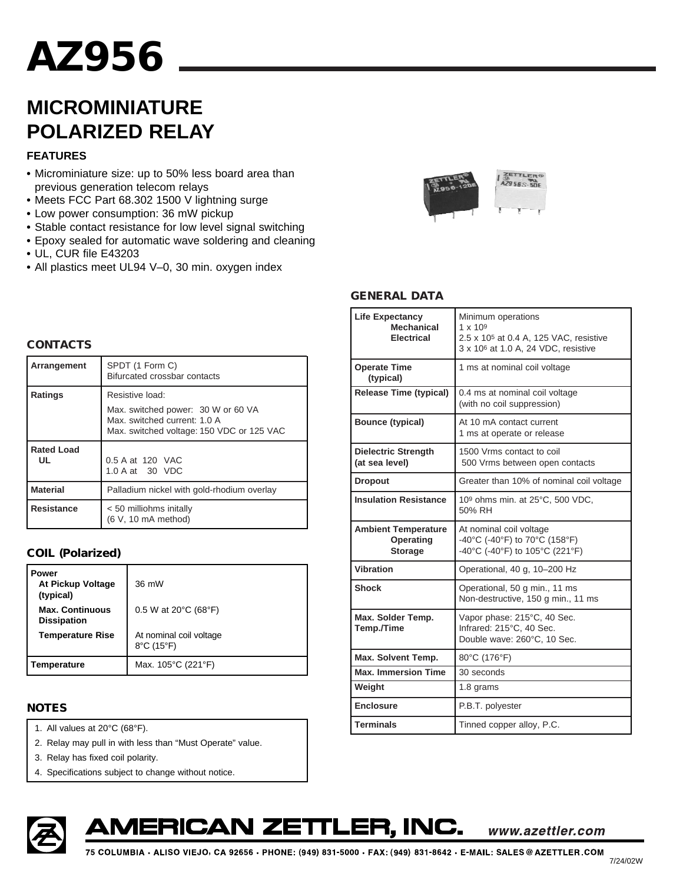# AZ956

## MICROMINIATURE POLARIZED RELAY

### FEATURES

- Microminiature size: up to 50% less board area than previous generation telecom relays
- Meets FCC Part 68.302 1500 V lightning surge
- Low power consumption: 36 mW pickup
- Stable contact resistance for low level signal switching
- Epoxy sealed for automatic wave soldering and cleaning
- UL, CUR file E43203
- All plastics meet UL94 V–0, 30 min. oxygen index

### CONTACTS

| | |
|---|---|
| **Arrangement** | SPDT (1 Form C)<br>Bifurcated crossbar contacts |
| **Ratings** | Resistive load:<br>Max. switched power: 30 W or 60 VA<br>Max. switched current: 1.0 A<br>Max. switched voltage: 150 VDC or 125 VAC |
| **Rated Load**<br>**UL** | 0.5 A at 120 VAC<br>1.0 A at 30 VDC |
| **Material** | Palladium nickel with gold-rhodium overlay |
| **Resistance** | < 50 milliohms initally<br>(6 V, 10 mA method) |

### COIL (Polarized)

| | |
|---|---|
| **Power** | |
| **At Pickup Voltage (typical)** | 36 mW |
| **Max. Continuous Dissipation** | 0.5 W at 20°C (68°F) |
| **Temperature Rise** | At nominal coil voltage<br>8°C (15°F) |
| **Temperature** | Max. 105°C (221°F) |

### NOTES

1. All values at 20°C (68°F).
2. Relay may pull in with less than "Must Operate" value.
3. Relay has fixed coil polarity.
4. Specifications subject to change without notice.

### GENERAL DATA

| | |
|---|---|
| **Life Expectancy**<br>**Mechanical**<br>**Electrical** | Minimum operations<br>$1 \times 10^9$<br>$2.5 \times 10^5$ at 0.4 A, 125 VAC, resistive<br>$3 \times 10^6$ at 1.0 A, 24 VDC, resistive |
| **Operate Time (typical)** | 1 ms at nominal coil voltage |
| **Release Time (typical)** | 0.4 ms at nominal coil voltage<br>(with no coil suppression) |
| **Bounce (typical)** | At 10 mA contact current<br>1 ms at operate or release |
| **Dielectric Strength (at sea level)** | 1500 Vrms contact to coil<br>500 Vrms between open contacts |
| **Dropout** | Greater than 10% of nominal coil voltage |
| **Insulation Resistance** | $10^9$ ohms min. at 25°C, 500 VDC, 50% RH |
| **Ambient Temperature**<br>**Operating**<br>**Storage** | At nominal coil voltage<br>-40°C (-40°F) to 70°C (158°F)<br>-40°C (-40°F) to 105°C (221°F) |
| **Vibration** | Operational, 40 g, 10–200 Hz |
| **Shock** | Operational, 50 g min., 11 ms<br>Non-destructive, 150 g min., 11 ms |
| **Max. Solder Temp. Temp./Time** | Vapor phase: 215°C, 40 Sec.<br>Infrared: 215°C, 40 Sec.<br>Double wave: 260°C, 10 Sec. |
| **Max. Solvent Temp.** | 80°C (176°F) |
| **Max. Immersion Time** | 30 seconds |
| **Weight** | 1.8 grams |
| **Enclosure** | P.B.T. polyester |
| **Terminals** | Tinned copper alloy, P.C. |

**AMERICAN ZETTLER, INC.** www.azettler.com

75 COLUMBIA · ALISO VIEJO, CA 92656 · PHONE: (949) 831-5000 · FAX: (949) 831-8642 · E-MAIL: SALES@AZETTLER.COM

7/24/02W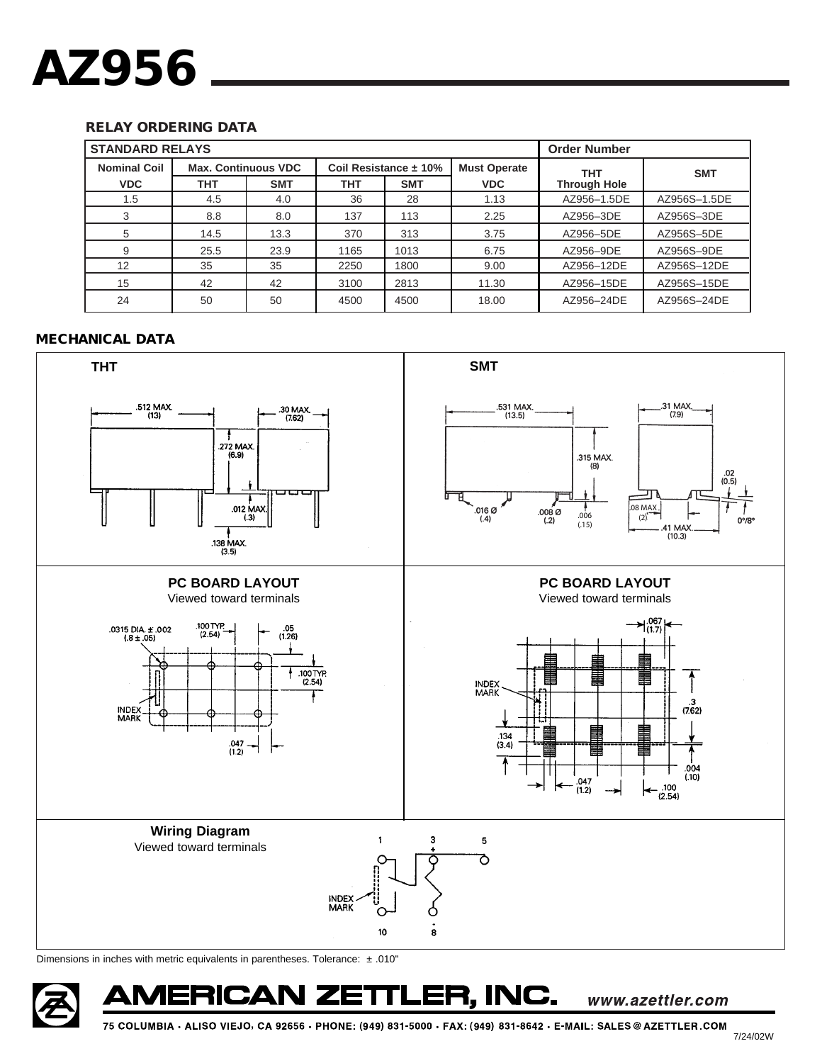# AZ956

## RELAY ORDERING DATA

| STANDARD RELAYS | | | | | | Order Number | |
|---|---|---|---|---|---|---|---|
| Nominal Coil | Max. Continuous VDC | | Coil Resistance ± 10% | | Must Operate | THT | SMT |
| VDC | THT | SMT | THT | SMT | VDC | Through Hole | |
| 1.5 | 4.5 | 4.0 | 36 | 28 | 1.13 | AZ956–1.5DE | AZ956S–1.5DE |
| 3 | 8.8 | 8.0 | 137 | 113 | 2.25 | AZ956–3DE | AZ956S–3DE |
| 5 | 14.5 | 13.3 | 370 | 313 | 3.75 | AZ956–5DE | AZ956S–5DE |
| 9 | 25.5 | 23.9 | 1165 | 1013 | 6.75 | AZ956–9DE | AZ956S–9DE |
| 12 | 35 | 35 | 2250 | 1800 | 9.00 | AZ956–12DE | AZ956S–12DE |
| 15 | 42 | 42 | 3100 | 2813 | 11.30 | AZ956–15DE | AZ956S–15DE |
| 24 | 50 | 50 | 4500 | 4500 | 18.00 | AZ956–24DE | AZ956S–24DE |

## MECHANICAL DATA

**THT**

.512 MAX. (13)
.30 MAX. (7.62)
.272 MAX. (6.9)
.012 MAX. (.3)
.138 MAX. (3.5)

**SMT**

.531 MAX. (13.5)
.31 MAX. (7.9)
.315 MAX. (8)
.02 (0.5)
.016 Ø (.4)
.008 Ø (.2)
.006 (.15)
.08 MAX. (2)
.41 MAX. (10.3)
0°/8°

**PC BOARD LAYOUT**
Viewed toward terminals

.0315 DIA. ± .002 (.8 ± .05)
.100 TYP. (2.54)
.05 (1.26)
.100 TYP. (2.54)
INDEX MARK
.047 (1.2)

**PC BOARD LAYOUT**
Viewed toward terminals

.067 (1.7)
INDEX MARK
.3 (7.62)
.134 (3.4)
.004 (.10)
.047 (1.2)
.100 (2.54)

**Wiring Diagram**
Viewed toward terminals

1 3 + 5
INDEX MARK
10 - 8

Dimensions in inches with metric equivalents in parentheses. Tolerance: ± .010"

**AMERICAN ZETTLER, INC.** *www.azettler.com*

75 COLUMBIA · ALISO VIEJO, CA 92656 · PHONE: (949) 831-5000 · FAX: (949) 831-8642 · E-MAIL: SALES@AZETTLER.COM

7/24/02W